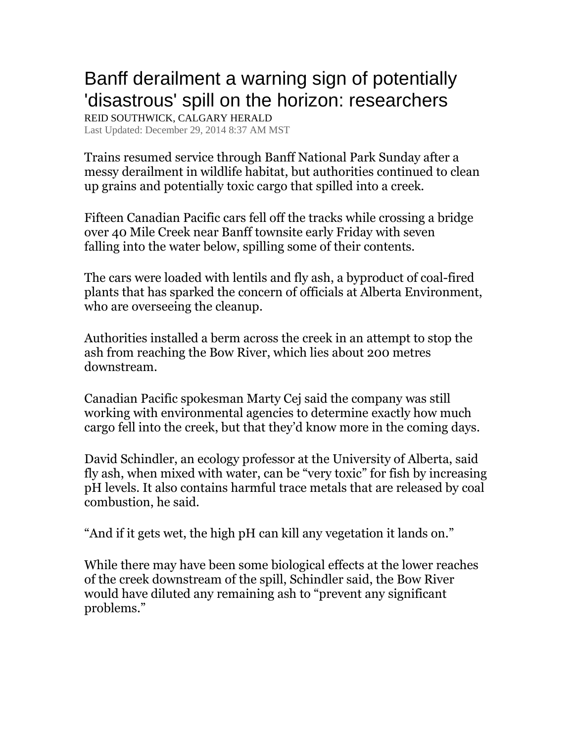# Banff derailment a warning sign of potentially 'disastrous' spill on the horizon: researchers

REID SOUTHWICK, CALGARY HERALD
Last Updated: December 29, 2014 8:37 AM MST

Trains resumed service through Banff National Park Sunday after a messy derailment in wildlife habitat, but authorities continued to clean up grains and potentially toxic cargo that spilled into a creek.

Fifteen Canadian Pacific cars fell off the tracks while crossing a bridge over 40 Mile Creek near Banff townsite early Friday with seven falling into the water below, spilling some of their contents.

The cars were loaded with lentils and fly ash, a byproduct of coal-fired plants that has sparked the concern of officials at Alberta Environment, who are overseeing the cleanup.

Authorities installed a berm across the creek in an attempt to stop the ash from reaching the Bow River, which lies about 200 metres downstream.

Canadian Pacific spokesman Marty Cej said the company was still working with environmental agencies to determine exactly how much cargo fell into the creek, but that they'd know more in the coming days.

David Schindler, an ecology professor at the University of Alberta, said fly ash, when mixed with water, can be "very toxic" for fish by increasing pH levels. It also contains harmful trace metals that are released by coal combustion, he said.

"And if it gets wet, the high pH can kill any vegetation it lands on."

While there may have been some biological effects at the lower reaches of the creek downstream of the spill, Schindler said, the Bow River would have diluted any remaining ash to "prevent any significant problems."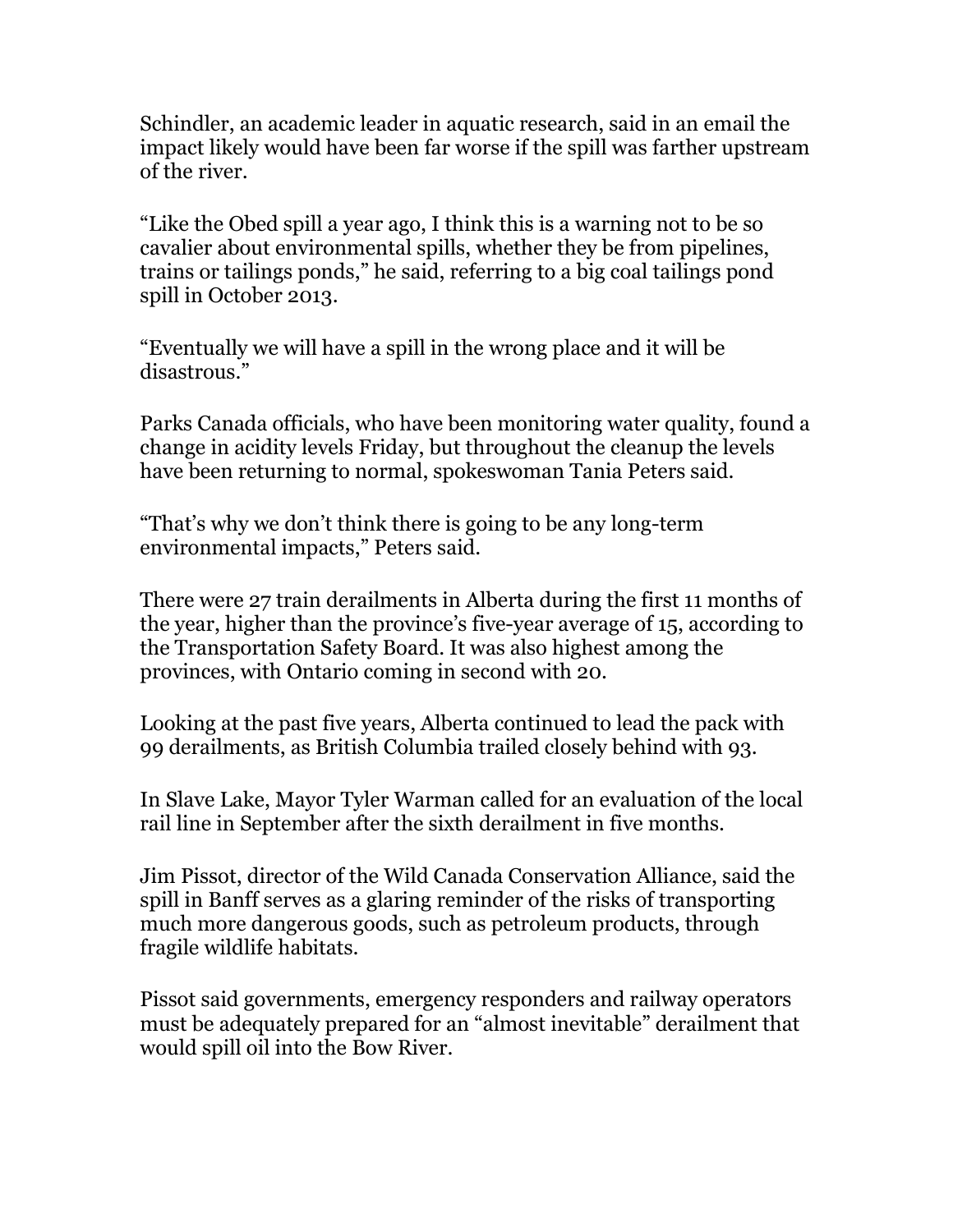Schindler, an academic leader in aquatic research, said in an email the impact likely would have been far worse if the spill was farther upstream of the river.

“Like the Obed spill a year ago, I think this is a warning not to be so cavalier about environmental spills, whether they be from pipelines, trains or tailings ponds,” he said, referring to a big coal tailings pond spill in October 2013.

“Eventually we will have a spill in the wrong place and it will be disastrous.”

Parks Canada officials, who have been monitoring water quality, found a change in acidity levels Friday, but throughout the cleanup the levels have been returning to normal, spokeswoman Tania Peters said.

“That’s why we don’t think there is going to be any long-term environmental impacts,” Peters said.

There were 27 train derailments in Alberta during the first 11 months of the year, higher than the province’s five-year average of 15, according to the Transportation Safety Board. It was also highest among the provinces, with Ontario coming in second with 20.

Looking at the past five years, Alberta continued to lead the pack with 99 derailments, as British Columbia trailed closely behind with 93.

In Slave Lake, Mayor Tyler Warman called for an evaluation of the local rail line in September after the sixth derailment in five months.

Jim Pissot, director of the Wild Canada Conservation Alliance, said the spill in Banff serves as a glaring reminder of the risks of transporting much more dangerous goods, such as petroleum products, through fragile wildlife habitats.

Pissot said governments, emergency responders and railway operators must be adequately prepared for an “almost inevitable” derailment that would spill oil into the Bow River.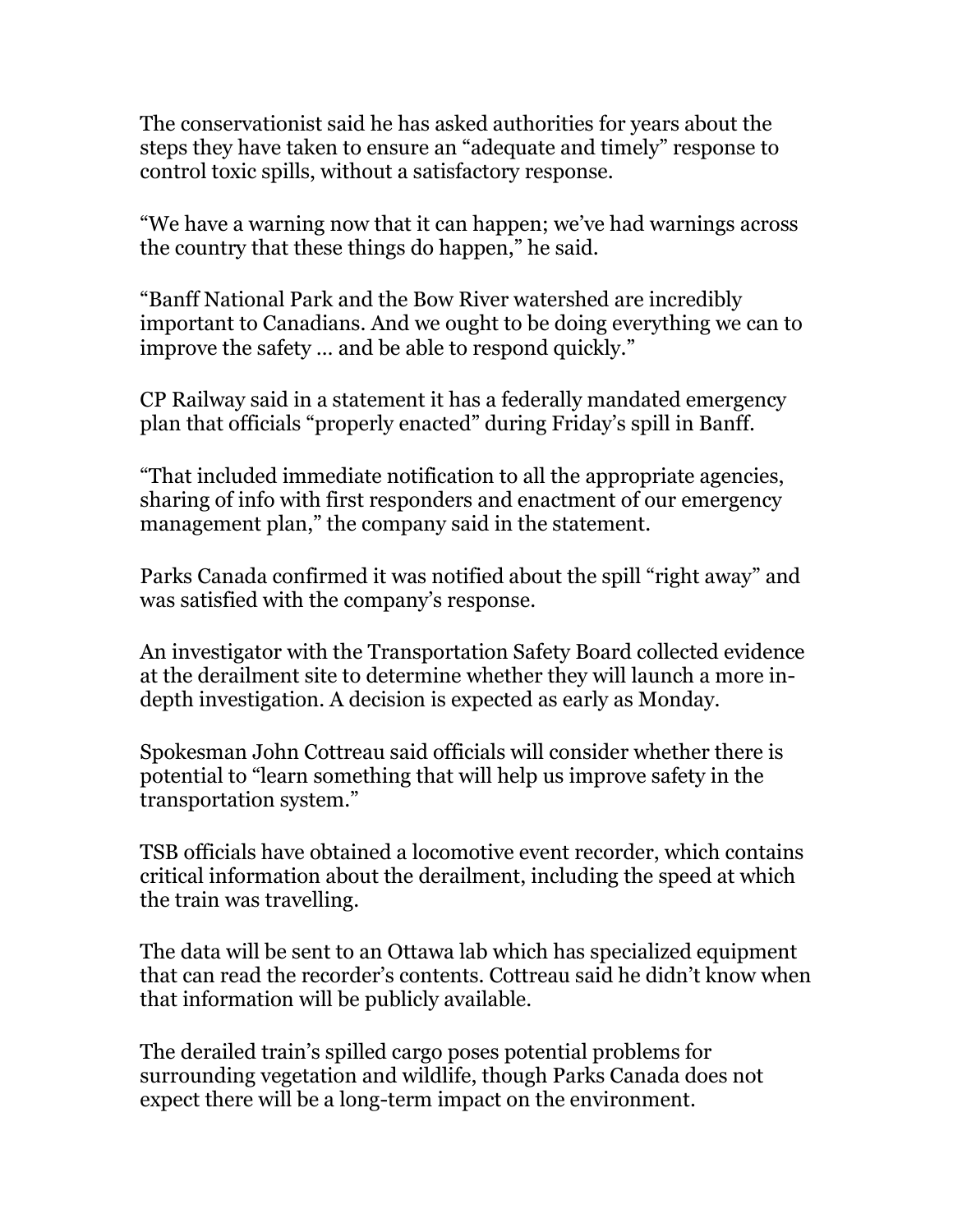The conservationist said he has asked authorities for years about the steps they have taken to ensure an “adequate and timely” response to control toxic spills, without a satisfactory response.

“We have a warning now that it can happen; we’ve had warnings across the country that these things do happen,” he said.

“Banff National Park and the Bow River watershed are incredibly important to Canadians. And we ought to be doing everything we can to improve the safety … and be able to respond quickly.”

CP Railway said in a statement it has a federally mandated emergency plan that officials “properly enacted” during Friday’s spill in Banff.

“That included immediate notification to all the appropriate agencies, sharing of info with first responders and enactment of our emergency management plan,” the company said in the statement.

Parks Canada confirmed it was notified about the spill “right away” and was satisfied with the company’s response.

An investigator with the Transportation Safety Board collected evidence at the derailment site to determine whether they will launch a more in-depth investigation. A decision is expected as early as Monday.

Spokesman John Cottreau said officials will consider whether there is potential to “learn something that will help us improve safety in the transportation system.”

TSB officials have obtained a locomotive event recorder, which contains critical information about the derailment, including the speed at which the train was travelling.

The data will be sent to an Ottawa lab which has specialized equipment that can read the recorder’s contents. Cottreau said he didn’t know when that information will be publicly available.

The derailed train’s spilled cargo poses potential problems for surrounding vegetation and wildlife, though Parks Canada does not expect there will be a long-term impact on the environment.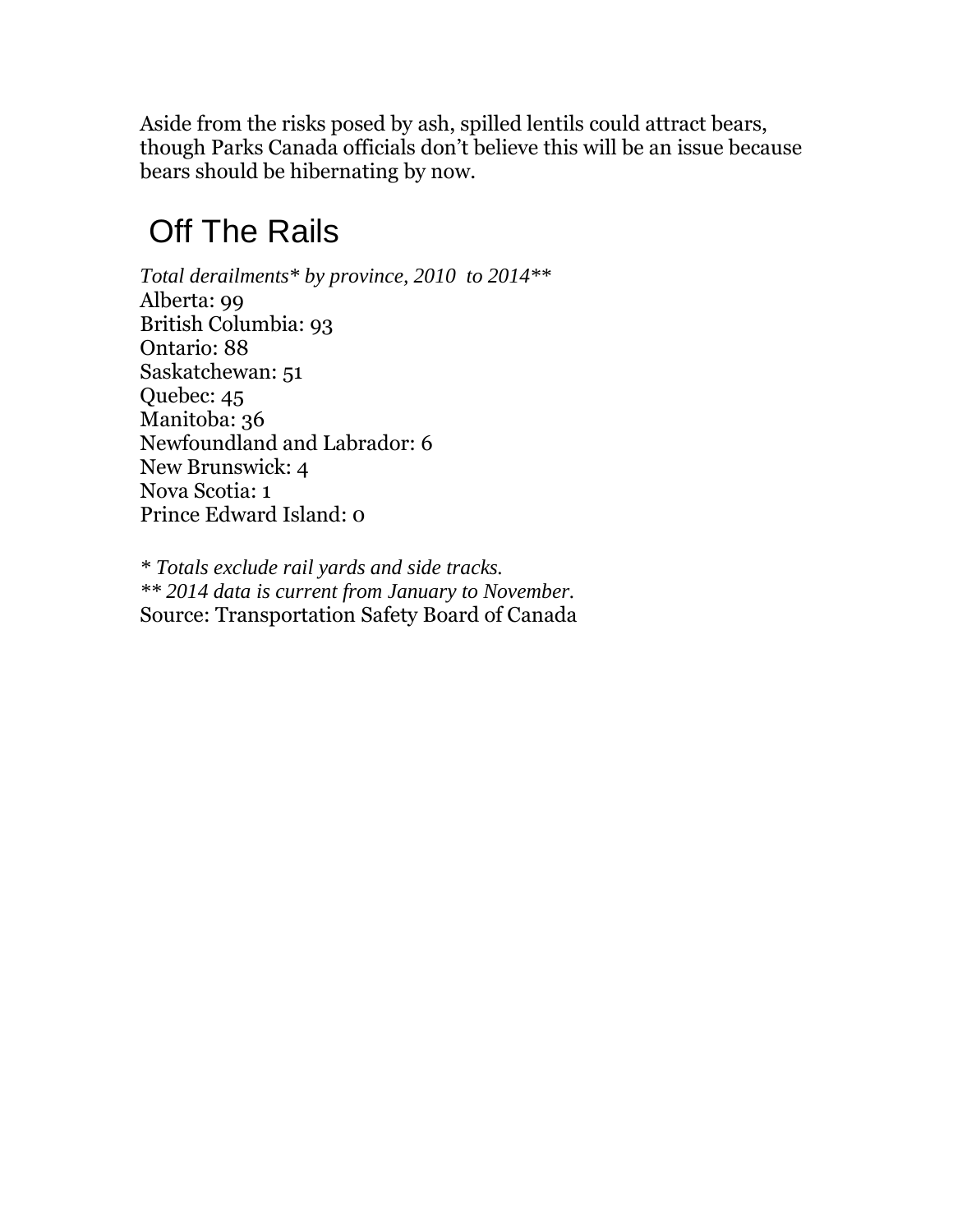Aside from the risks posed by ash, spilled lentils could attract bears, though Parks Canada officials don't believe this will be an issue because bears should be hibernating by now.

## Off The Rails

*Total derailments* by province, 2010 to 2014***

Alberta: 99
British Columbia: 93
Ontario: 88
Saskatchewan: 51
Quebec: 45
Manitoba: 36
Newfoundland and Labrador: 6
New Brunswick: 4
Nova Scotia: 1
Prince Edward Island: 0

*\* Totals exclude rail yards and side tracks.*
*\*\* 2014 data is current from January to November.*
Source: Transportation Safety Board of Canada